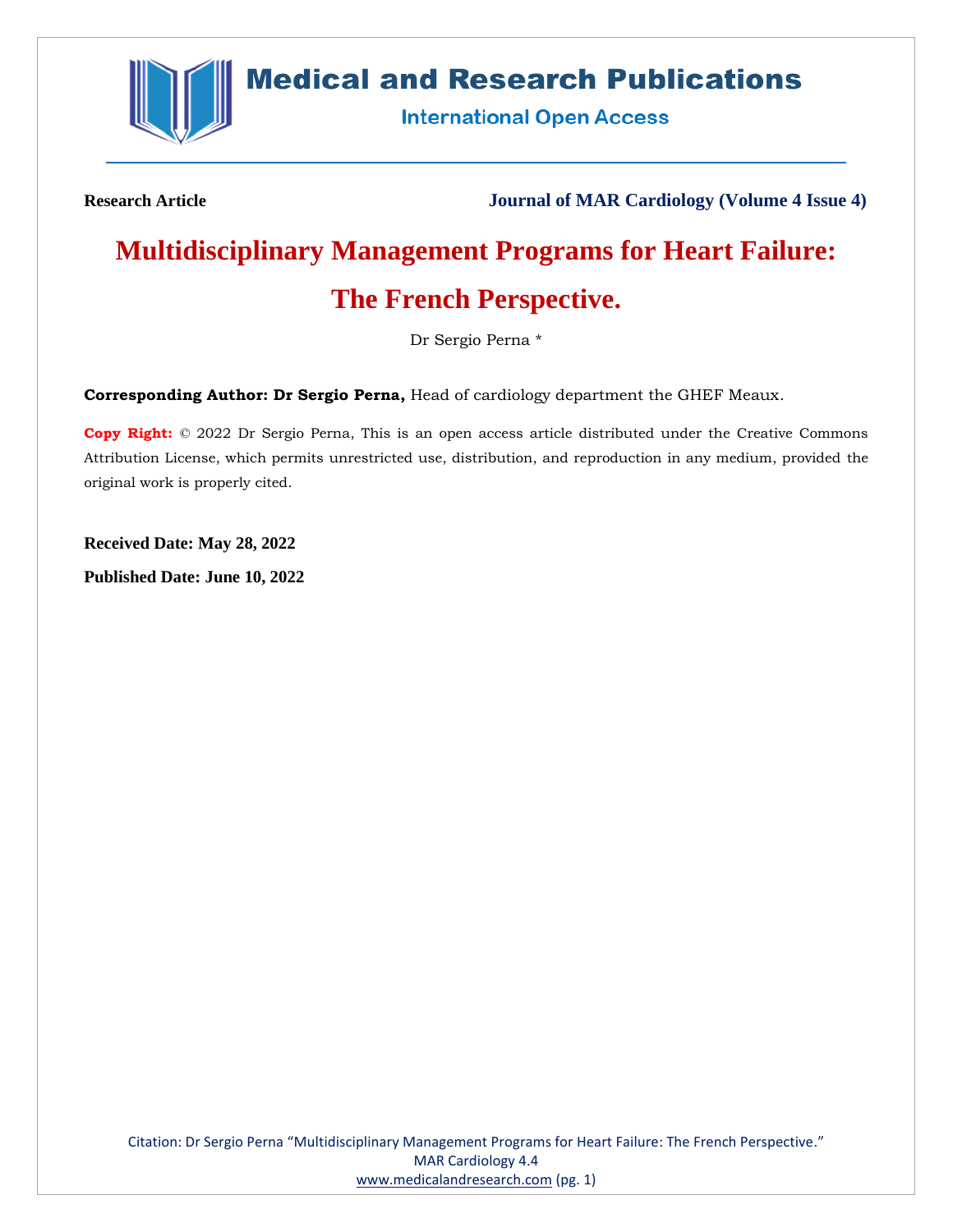Research Article

Journal of MAR Cardiology (Volume 4 Issue 4)

# Multidisciplinary Management Programs for Heart Failure: The French Perspective.

Dr Sergio Perna *

**Corresponding Author: Dr Sergio Perna,** Head of cardiology department the GHEF Meaux.

**Copy Right:** © 2022 Dr Sergio Perna, This is an open access article distributed under the Creative Commons Attribution License, which permits unrestricted use, distribution, and reproduction in any medium, provided the original work is properly cited.

**Received Date: May 28, 2022**

**Published Date: June 10, 2022**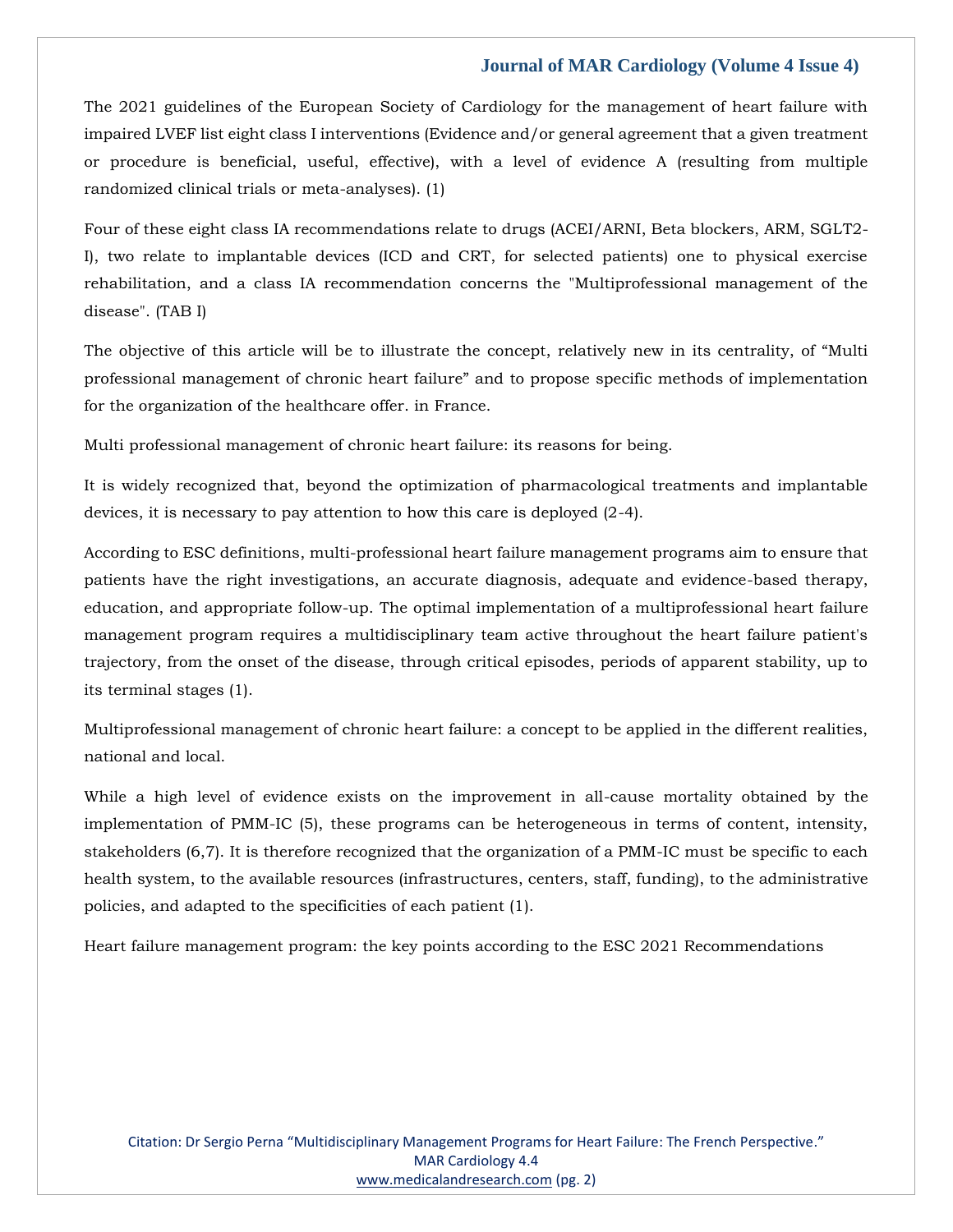The 2021 guidelines of the European Society of Cardiology for the management of heart failure with impaired LVEF list eight class I interventions (Evidence and/or general agreement that a given treatment or procedure is beneficial, useful, effective), with a level of evidence A (resulting from multiple randomized clinical trials or meta-analyses). (1)

Four of these eight class IA recommendations relate to drugs (ACEI/ARNI, Beta blockers, ARM, SGLT2-I), two relate to implantable devices (ICD and CRT, for selected patients) one to physical exercise rehabilitation, and a class IA recommendation concerns the "Multiprofessional management of the disease". (TAB I)

The objective of this article will be to illustrate the concept, relatively new in its centrality, of “Multi professional management of chronic heart failure” and to propose specific methods of implementation for the organization of the healthcare offer. in France.

Multi professional management of chronic heart failure: its reasons for being.

It is widely recognized that, beyond the optimization of pharmacological treatments and implantable devices, it is necessary to pay attention to how this care is deployed (2-4).

According to ESC definitions, multi-professional heart failure management programs aim to ensure that patients have the right investigations, an accurate diagnosis, adequate and evidence-based therapy, education, and appropriate follow-up. The optimal implementation of a multiprofessional heart failure management program requires a multidisciplinary team active throughout the heart failure patient's trajectory, from the onset of the disease, through critical episodes, periods of apparent stability, up to its terminal stages (1).

Multiprofessional management of chronic heart failure: a concept to be applied in the different realities, national and local.

While a high level of evidence exists on the improvement in all-cause mortality obtained by the implementation of PMM-IC (5), these programs can be heterogeneous in terms of content, intensity, stakeholders (6,7). It is therefore recognized that the organization of a PMM-IC must be specific to each health system, to the available resources (infrastructures, centers, staff, funding), to the administrative policies, and adapted to the specificities of each patient (1).

Heart failure management program: the key points according to the ESC 2021 Recommendations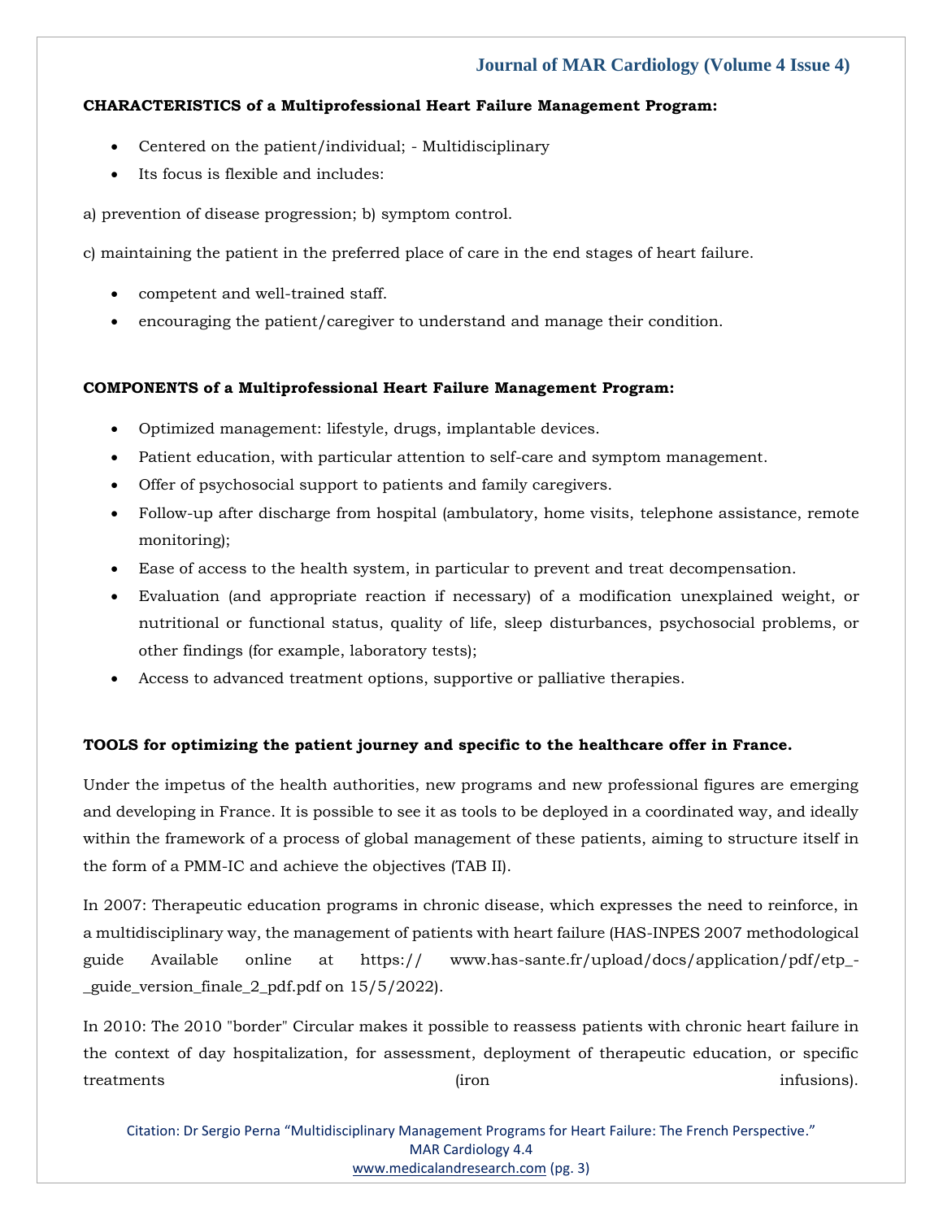**CHARACTERISTICS of a Multiprofessional Heart Failure Management Program:**

- Centered on the patient/individual; - Multidisciplinary
- Its focus is flexible and includes:

a) prevention of disease progression; b) symptom control.

c) maintaining the patient in the preferred place of care in the end stages of heart failure.

- competent and well-trained staff.
- encouraging the patient/caregiver to understand and manage their condition.

**COMPONENTS of a Multiprofessional Heart Failure Management Program:**

- Optimized management: lifestyle, drugs, implantable devices.
- Patient education, with particular attention to self-care and symptom management.
- Offer of psychosocial support to patients and family caregivers.
- Follow-up after discharge from hospital (ambulatory, home visits, telephone assistance, remote monitoring);
- Ease of access to the health system, in particular to prevent and treat decompensation.
- Evaluation (and appropriate reaction if necessary) of a modification unexplained weight, or nutritional or functional status, quality of life, sleep disturbances, psychosocial problems, or other findings (for example, laboratory tests);
- Access to advanced treatment options, supportive or palliative therapies.

**TOOLS for optimizing the patient journey and specific to the healthcare offer in France.**

Under the impetus of the health authorities, new programs and new professional figures are emerging and developing in France. It is possible to see it as tools to be deployed in a coordinated way, and ideally within the framework of a process of global management of these patients, aiming to structure itself in the form of a PMM-IC and achieve the objectives (TAB II).

In 2007: Therapeutic education programs in chronic disease, which expresses the need to reinforce, in a multidisciplinary way, the management of patients with heart failure (HAS-INPES 2007 methodological guide Available online at https:// www.has-sante.fr/upload/docs/application/pdf/etp_-_guide_version_finale_2_pdf.pdf on 15/5/2022).

In 2010: The 2010 "border" Circular makes it possible to reassess patients with chronic heart failure in the context of day hospitalization, for assessment, deployment of therapeutic education, or specific treatments (iron infusions).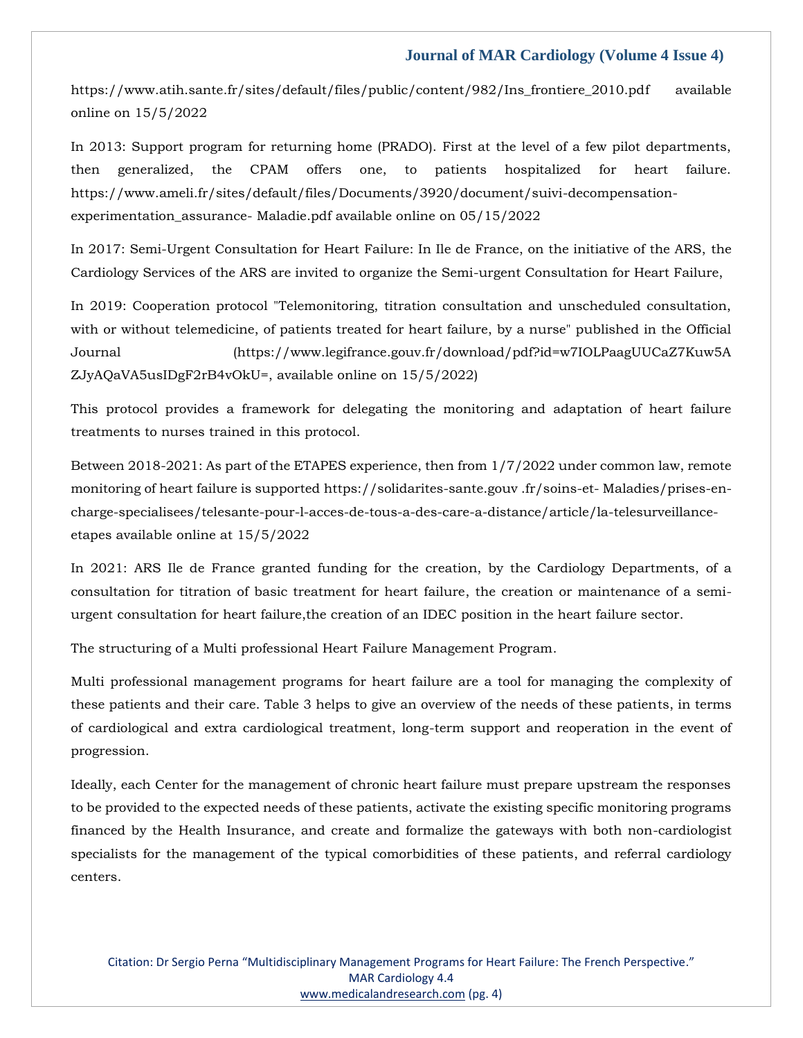https://www.atih.sante.fr/sites/default/files/public/content/982/Ins_frontiere_2010.pdf available online on 15/5/2022

In 2013: Support program for returning home (PRADO). First at the level of a few pilot departments, then generalized, the CPAM offers one, to patients hospitalized for heart failure. https://www.ameli.fr/sites/default/files/Documents/3920/document/suivi-decompensation-experimentation_assurance- Maladie.pdf available online on 05/15/2022

In 2017: Semi-Urgent Consultation for Heart Failure: In Ile de France, on the initiative of the ARS, the Cardiology Services of the ARS are invited to organize the Semi-urgent Consultation for Heart Failure,

In 2019: Cooperation protocol "Telemonitoring, titration consultation and unscheduled consultation, with or without telemedicine, of patients treated for heart failure, by a nurse" published in the Official Journal (https://www.legifrance.gouv.fr/download/pdf?id=w7IOLPaagUUCaZ7Kuw5AZJyAQaVA5usIDgF2rB4vOkU=, available online on 15/5/2022)

This protocol provides a framework for delegating the monitoring and adaptation of heart failure treatments to nurses trained in this protocol.

Between 2018-2021: As part of the ETAPES experience, then from 1/7/2022 under common law, remote monitoring of heart failure is supported https://solidarites-sante.gouv .fr/soins-et- Maladies/prises-en-charge-specialisees/telesante-pour-l-acces-de-tous-a-des-care-a-distance/article/la-telesurveillance-etapes available online at 15/5/2022

In 2021: ARS Ile de France granted funding for the creation, by the Cardiology Departments, of a consultation for titration of basic treatment for heart failure, the creation or maintenance of a semi-urgent consultation for heart failure,the creation of an IDEC position in the heart failure sector.

The structuring of a Multi professional Heart Failure Management Program.

Multi professional management programs for heart failure are a tool for managing the complexity of these patients and their care. Table 3 helps to give an overview of the needs of these patients, in terms of cardiological and extra cardiological treatment, long-term support and reoperation in the event of progression.

Ideally, each Center for the management of chronic heart failure must prepare upstream the responses to be provided to the expected needs of these patients, activate the existing specific monitoring programs financed by the Health Insurance, and create and formalize the gateways with both non-cardiologist specialists for the management of the typical comorbidities of these patients, and referral cardiology centers.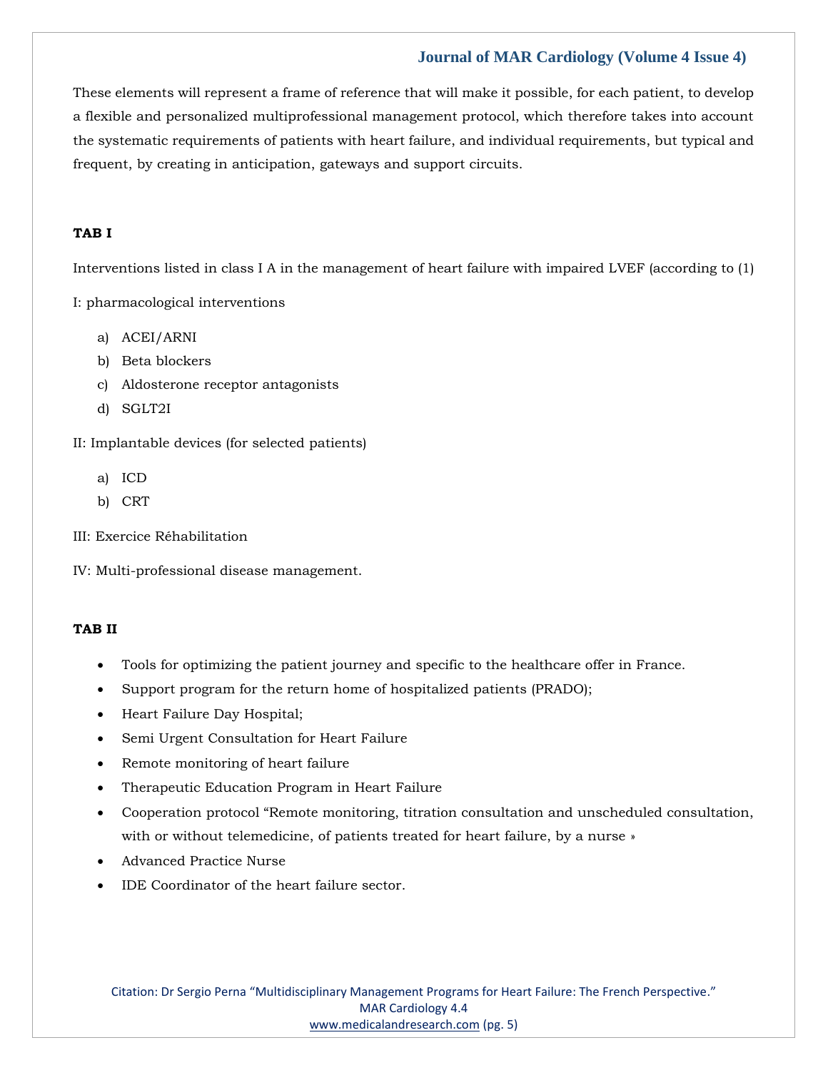These elements will represent a frame of reference that will make it possible, for each patient, to develop a flexible and personalized multiprofessional management protocol, which therefore takes into account the systematic requirements of patients with heart failure, and individual requirements, but typical and frequent, by creating in anticipation, gateways and support circuits.

**TAB I**

Interventions listed in class I A in the management of heart failure with impaired LVEF (according to (1)

I: pharmacological interventions

a) ACEI/ARNI
b) Beta blockers
c) Aldosterone receptor antagonists
d) SGLT2I

II: Implantable devices (for selected patients)

a) ICD
b) CRT

III: Exercice Réhabilitation

IV: Multi-professional disease management.

**TAB II**

- Tools for optimizing the patient journey and specific to the healthcare offer in France.
- Support program for the return home of hospitalized patients (PRADO);
- Heart Failure Day Hospital;
- Semi Urgent Consultation for Heart Failure
- Remote monitoring of heart failure
- Therapeutic Education Program in Heart Failure
- Cooperation protocol "Remote monitoring, titration consultation and unscheduled consultation, with or without telemedicine, of patients treated for heart failure, by a nurse »
- Advanced Practice Nurse
- IDE Coordinator of the heart failure sector.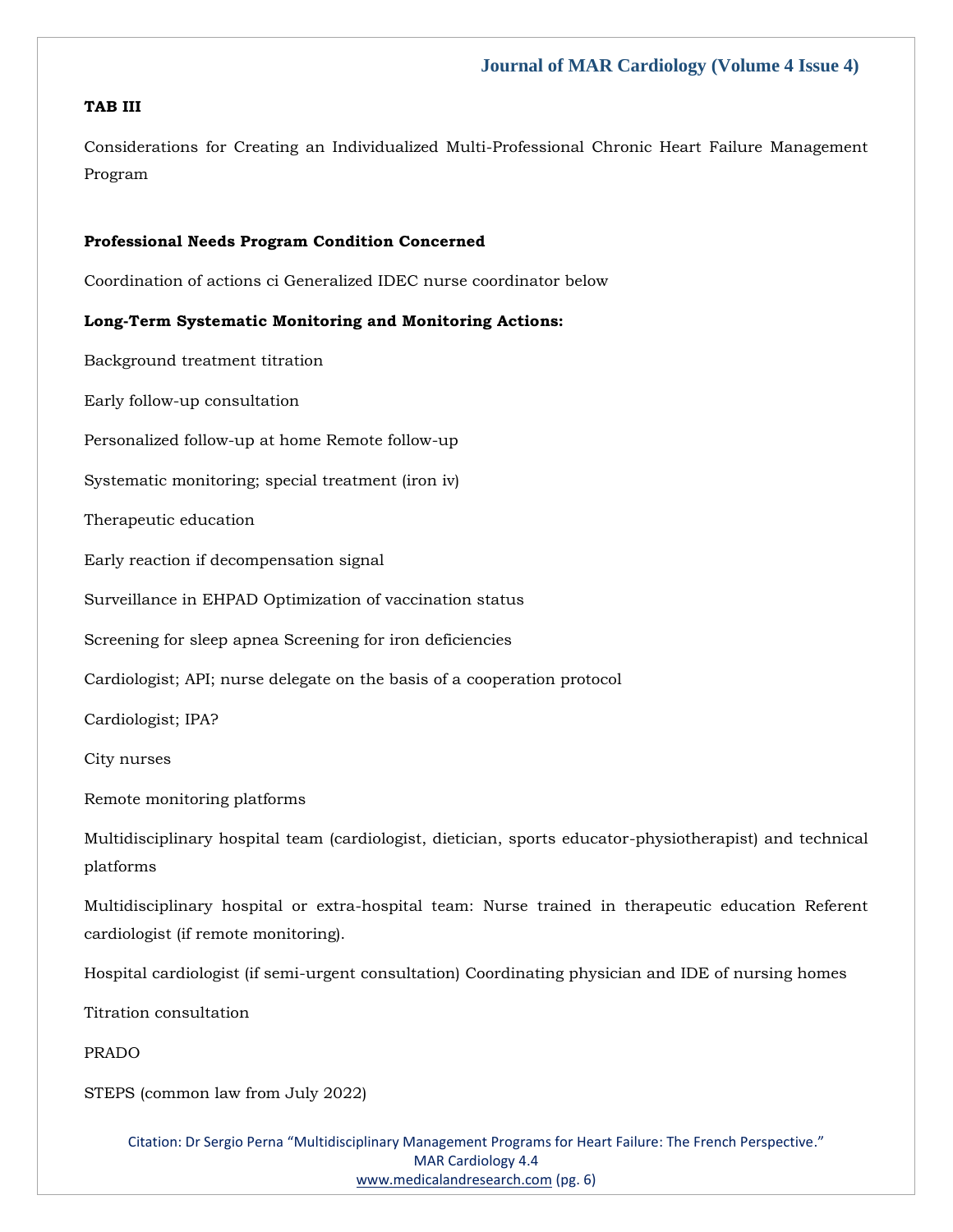**TAB III**

Considerations for Creating an Individualized Multi-Professional Chronic Heart Failure Management Program

**Professional Needs Program Condition Concerned**

Coordination of actions ci Generalized IDEC nurse coordinator below

**Long-Term Systematic Monitoring and Monitoring Actions:**

Background treatment titration

Early follow-up consultation

Personalized follow-up at home Remote follow-up

Systematic monitoring; special treatment (iron iv)

Therapeutic education

Early reaction if decompensation signal

Surveillance in EHPAD Optimization of vaccination status

Screening for sleep apnea Screening for iron deficiencies

Cardiologist; API; nurse delegate on the basis of a cooperation protocol

Cardiologist; IPA?

City nurses

Remote monitoring platforms

Multidisciplinary hospital team (cardiologist, dietician, sports educator-physiotherapist) and technical platforms

Multidisciplinary hospital or extra-hospital team: Nurse trained in therapeutic education Referent cardiologist (if remote monitoring).

Hospital cardiologist (if semi-urgent consultation) Coordinating physician and IDE of nursing homes

Titration consultation

PRADO

STEPS (common law from July 2022)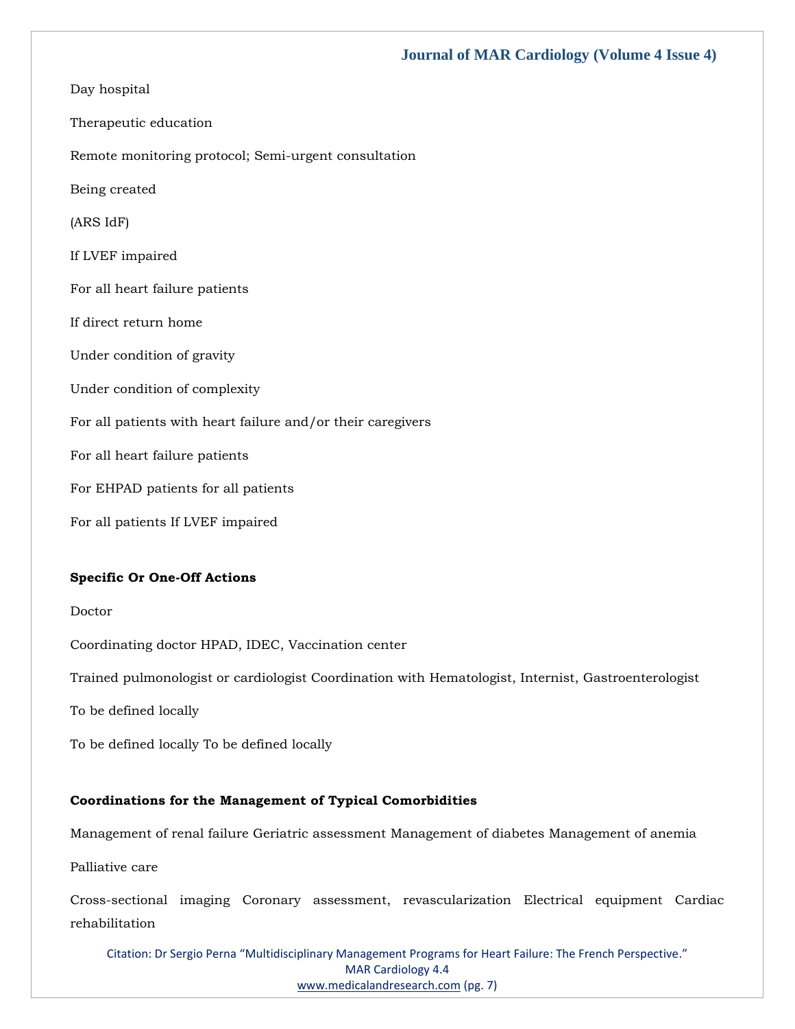Day hospital

Therapeutic education

Remote monitoring protocol; Semi-urgent consultation

Being created

(ARS IdF)

If LVEF impaired

For all heart failure patients

If direct return home

Under condition of gravity

Under condition of complexity

For all patients with heart failure and/or their caregivers

For all heart failure patients

For EHPAD patients for all patients

For all patients If LVEF impaired

**Specific Or One-Off Actions**

Doctor

Coordinating doctor HPAD, IDEC, Vaccination center

Trained pulmonologist or cardiologist Coordination with Hematologist, Internist, Gastroenterologist

To be defined locally

To be defined locally To be defined locally

**Coordinations for the Management of Typical Comorbidities**

Management of renal failure Geriatric assessment Management of diabetes Management of anemia

Palliative care

Cross-sectional imaging Coronary assessment, revascularization Electrical equipment Cardiac rehabilitation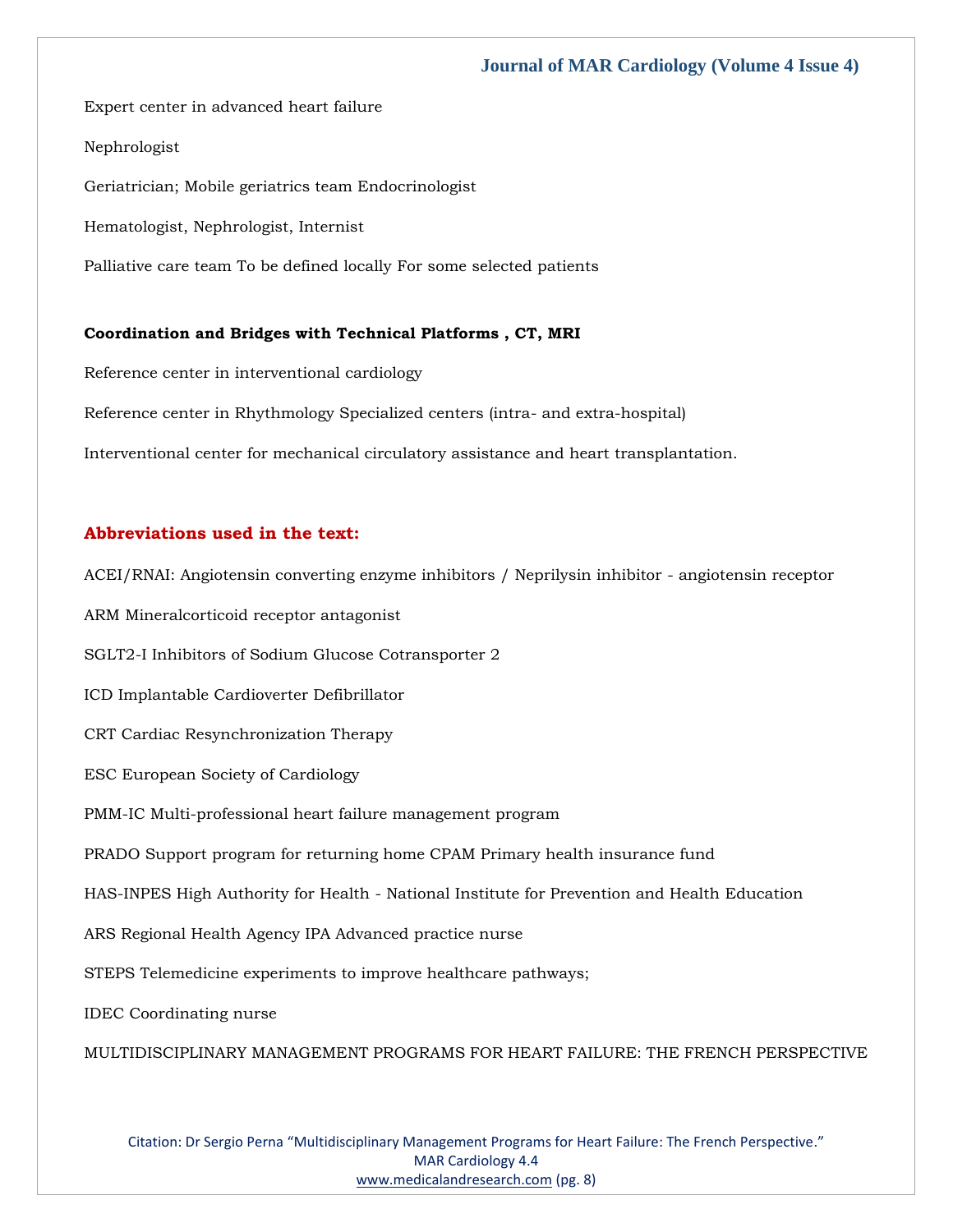Expert center in advanced heart failure

Nephrologist

Geriatrician; Mobile geriatrics team Endocrinologist

Hematologist, Nephrologist, Internist

Palliative care team To be defined locally For some selected patients

**Coordination and Bridges with Technical Platforms , CT, MRI**

Reference center in interventional cardiology

Reference center in Rhythmology Specialized centers (intra- and extra-hospital)

Interventional center for mechanical circulatory assistance and heart transplantation.

## Abbreviations used in the text:

ACEI/RNAI: Angiotensin converting enzyme inhibitors / Neprilysin inhibitor - angiotensin receptor

ARM Mineralcorticoid receptor antagonist

SGLT2-I Inhibitors of Sodium Glucose Cotransporter 2

ICD Implantable Cardioverter Defibrillator

CRT Cardiac Resynchronization Therapy

ESC European Society of Cardiology

PMM-IC Multi-professional heart failure management program

PRADO Support program for returning home CPAM Primary health insurance fund

HAS-INPES High Authority for Health - National Institute for Prevention and Health Education

ARS Regional Health Agency IPA Advanced practice nurse

STEPS Telemedicine experiments to improve healthcare pathways;

IDEC Coordinating nurse

MULTIDISCIPLINARY MANAGEMENT PROGRAMS FOR HEART FAILURE: THE FRENCH PERSPECTIVE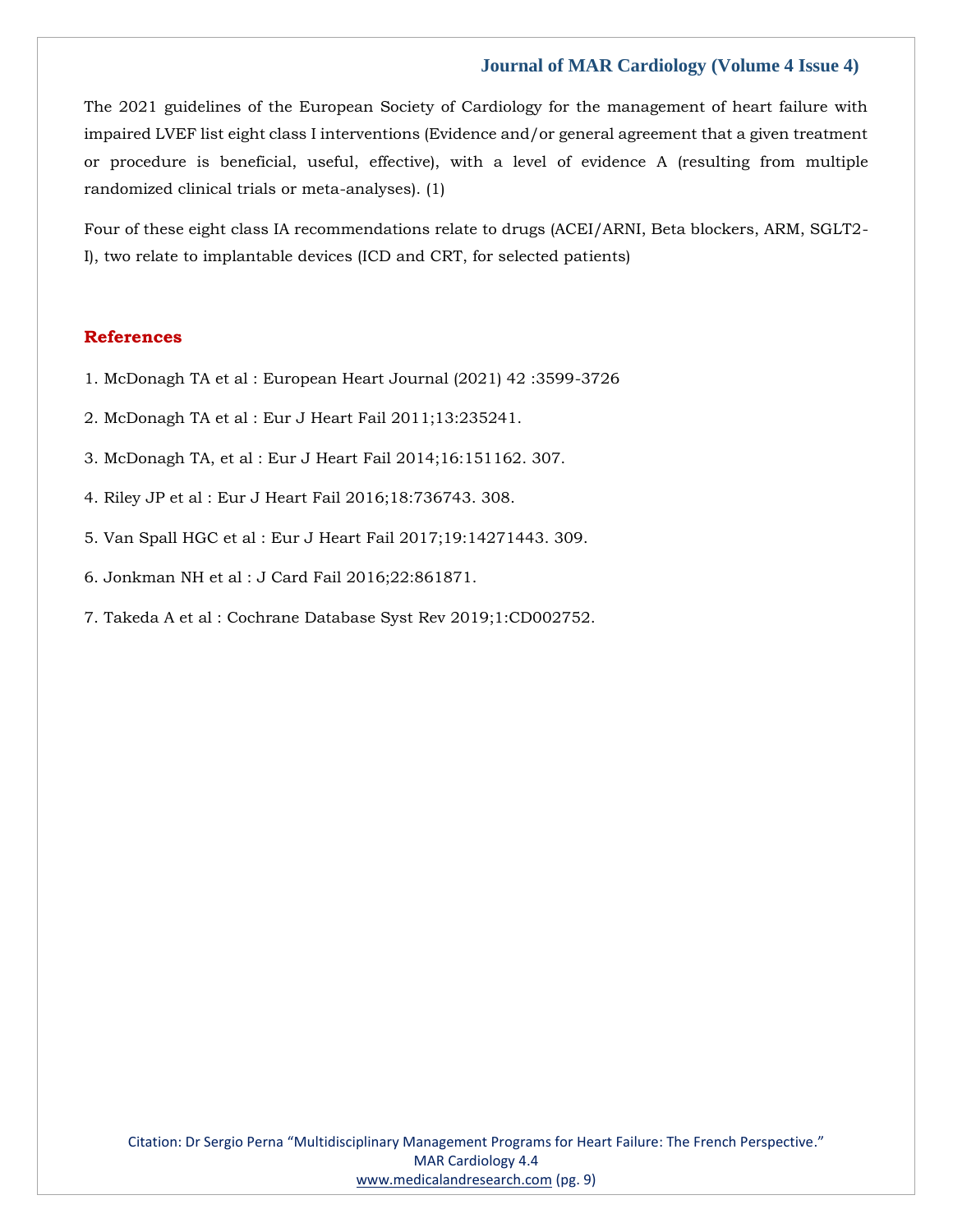The 2021 guidelines of the European Society of Cardiology for the management of heart failure with impaired LVEF list eight class I interventions (Evidence and/or general agreement that a given treatment or procedure is beneficial, useful, effective), with a level of evidence A (resulting from multiple randomized clinical trials or meta-analyses). (1)

Four of these eight class IA recommendations relate to drugs (ACEI/ARNI, Beta blockers, ARM, SGLT2-I), two relate to implantable devices (ICD and CRT, for selected patients)

## References

1. McDonagh TA et al : European Heart Journal (2021) 42 :3599-3726
2. McDonagh TA et al : Eur J Heart Fail 2011;13:235241.
3. McDonagh TA, et al : Eur J Heart Fail 2014;16:151162. 307.
4. Riley JP et al : Eur J Heart Fail 2016;18:736743. 308.
5. Van Spall HGC et al : Eur J Heart Fail 2017;19:14271443. 309.
6. Jonkman NH et al : J Card Fail 2016;22:861871.
7. Takeda A et al : Cochrane Database Syst Rev 2019;1:CD002752.